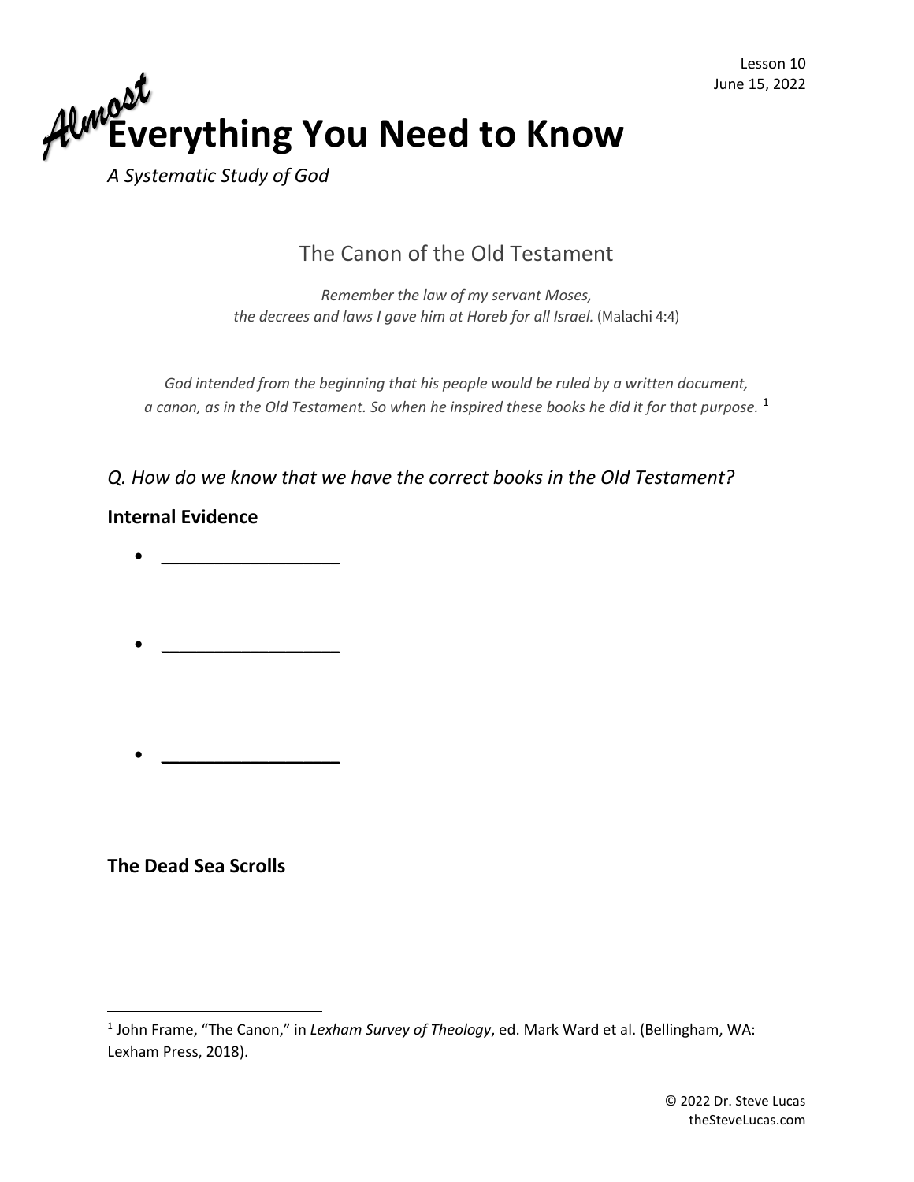Lesson 10
June 15, 2022

# *Almost* Everything You Need to Know

*A Systematic Study of God*

## The Canon of the Old Testament

*Remember the law of my servant Moses,*
*the decrees and laws I gave him at Horeb for all Israel.* (Malachi 4:4)

*God intended from the beginning that his people would be ruled by a written document, a canon, as in the Old Testament. So when he inspired these books he did it for that purpose.* [1]

### *Q. How do we know that we have the correct books in the Old Testament?*

**Internal Evidence**

- ___________________

- ___________________

- ___________________

**The Dead Sea Scrolls**

---

[1] John Frame, "The Canon," in *Lexham Survey of Theology*, ed. Mark Ward et al. (Bellingham, WA: Lexham Press, 2018).

© 2022 Dr. Steve Lucas
theSteveLucas.com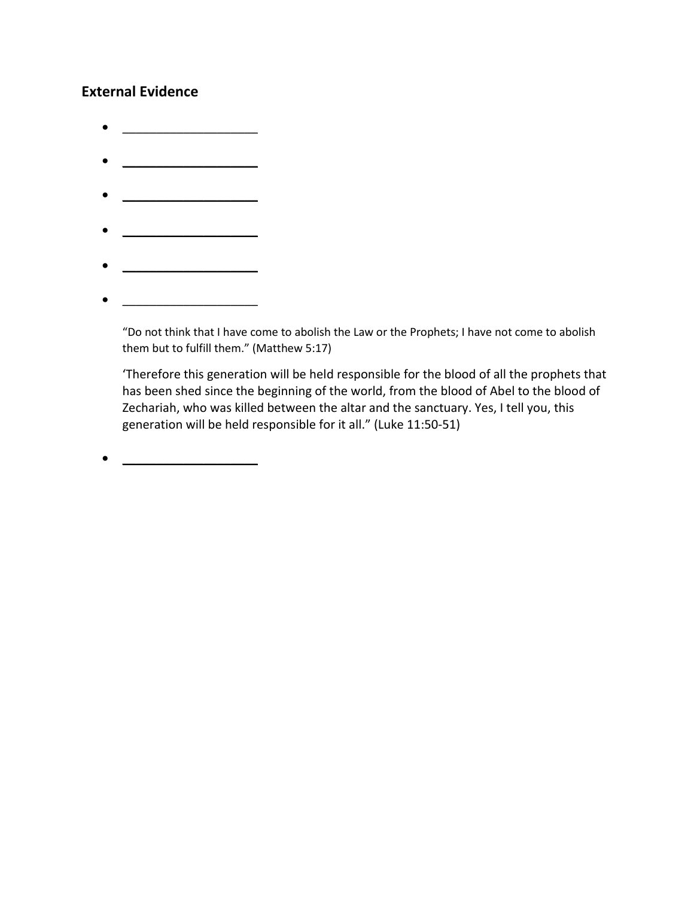## External Evidence

- ____________________
- ____________________
- ____________________
- ____________________
- ____________________
- ____________________

  "Do not think that I have come to abolish the Law or the Prophets; I have not come to abolish them but to fulfill them." (Matthew 5:17)

  'Therefore this generation will be held responsible for the blood of all the prophets that has been shed since the beginning of the world, from the blood of Abel to the blood of Zechariah, who was killed between the altar and the sanctuary. Yes, I tell you, this generation will be held responsible for it all." (Luke 11:50-51)

- ____________________